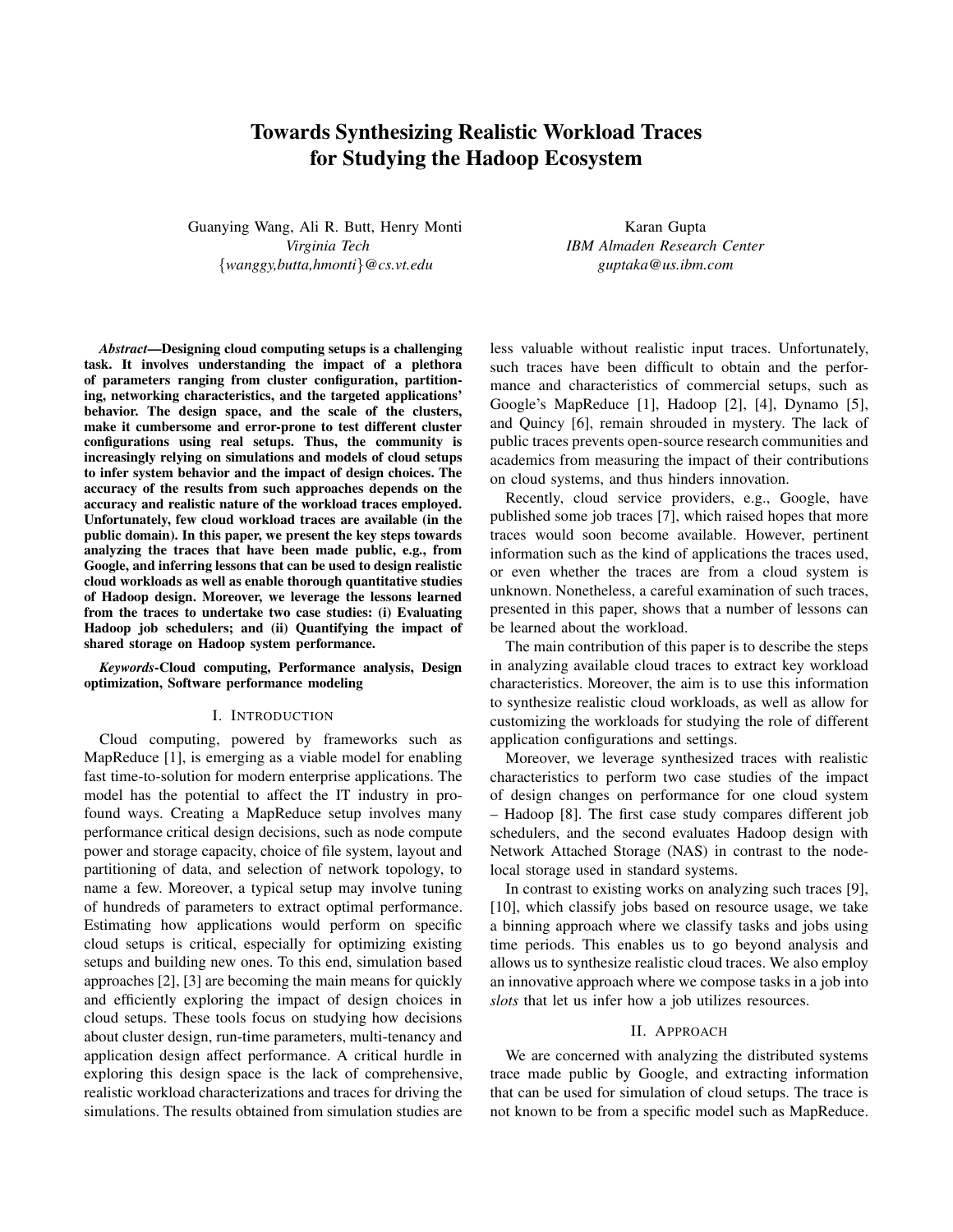# Towards Synthesizing Realistic Workload Traces for Studying the Hadoop Ecosystem

Guanying Wang, Ali R. Butt, Henry Monti
*Virginia Tech*
{*wanggy,butta,hmonti*}*@cs.vt.edu*

Karan Gupta
*IBM Almaden Research Center*
*guptaka@us.ibm.com*

***Abstract*—Designing cloud computing setups is a challenging task. It involves understanding the impact of a plethora of parameters ranging from cluster configuration, partitioning, networking characteristics, and the targeted applications' behavior. The design space, and the scale of the clusters, make it cumbersome and error-prone to test different cluster configurations using real setups. Thus, the community is increasingly relying on simulations and models of cloud setups to infer system behavior and the impact of design choices. The accuracy of the results from such approaches depends on the accuracy and realistic nature of the workload traces employed. Unfortunately, few cloud workload traces are available (in the public domain). In this paper, we present the key steps towards analyzing the traces that have been made public, e.g., from Google, and inferring lessons that can be used to design realistic cloud workloads as well as enable thorough quantitative studies of Hadoop design. Moreover, we leverage the lessons learned from the traces to undertake two case studies: (i) Evaluating Hadoop job schedulers; and (ii) Quantifying the impact of shared storage on Hadoop system performance.**

***Keywords*-Cloud computing, Performance analysis, Design optimization, Software performance modeling**

## I. Introduction

Cloud computing, powered by frameworks such as MapReduce [1], is emerging as a viable model for enabling fast time-to-solution for modern enterprise applications. The model has the potential to affect the IT industry in profound ways. Creating a MapReduce setup involves many performance critical design decisions, such as node compute power and storage capacity, choice of file system, layout and partitioning of data, and selection of network topology, to name a few. Moreover, a typical setup may involve tuning of hundreds of parameters to extract optimal performance. Estimating how applications would perform on specific cloud setups is critical, especially for optimizing existing setups and building new ones. To this end, simulation based approaches [2], [3] are becoming the main means for quickly and efficiently exploring the impact of design choices in cloud setups. These tools focus on studying how decisions about cluster design, run-time parameters, multi-tenancy and application design affect performance. A critical hurdle in exploring this design space is the lack of comprehensive, realistic workload characterizations and traces for driving the simulations. The results obtained from simulation studies are less valuable without realistic input traces. Unfortunately, such traces have been difficult to obtain and the performance and characteristics of commercial setups, such as Google's MapReduce [1], Hadoop [2], [4], Dynamo [5], and Quincy [6], remain shrouded in mystery. The lack of public traces prevents open-source research communities and academics from measuring the impact of their contributions on cloud systems, and thus hinders innovation.

Recently, cloud service providers, e.g., Google, have published some job traces [7], which raised hopes that more traces would soon become available. However, pertinent information such as the kind of applications the traces used, or even whether the traces are from a cloud system is unknown. Nonetheless, a careful examination of such traces, presented in this paper, shows that a number of lessons can be learned about the workload.

The main contribution of this paper is to describe the steps in analyzing available cloud traces to extract key workload characteristics. Moreover, the aim is to use this information to synthesize realistic cloud workloads, as well as allow for customizing the workloads for studying the role of different application configurations and settings.

Moreover, we leverage synthesized traces with realistic characteristics to perform two case studies of the impact of design changes on performance for one cloud system – Hadoop [8]. The first case study compares different job schedulers, and the second evaluates Hadoop design with Network Attached Storage (NAS) in contrast to the node-local storage used in standard systems.

In contrast to existing works on analyzing such traces [9], [10], which classify jobs based on resource usage, we take a binning approach where we classify tasks and jobs using time periods. This enables us to go beyond analysis and allows us to synthesize realistic cloud traces. We also employ an innovative approach where we compose tasks in a job into *slots* that let us infer how a job utilizes resources.

## II. Approach

We are concerned with analyzing the distributed systems trace made public by Google, and extracting information that can be used for simulation of cloud setups. The trace is not known to be from a specific model such as MapReduce.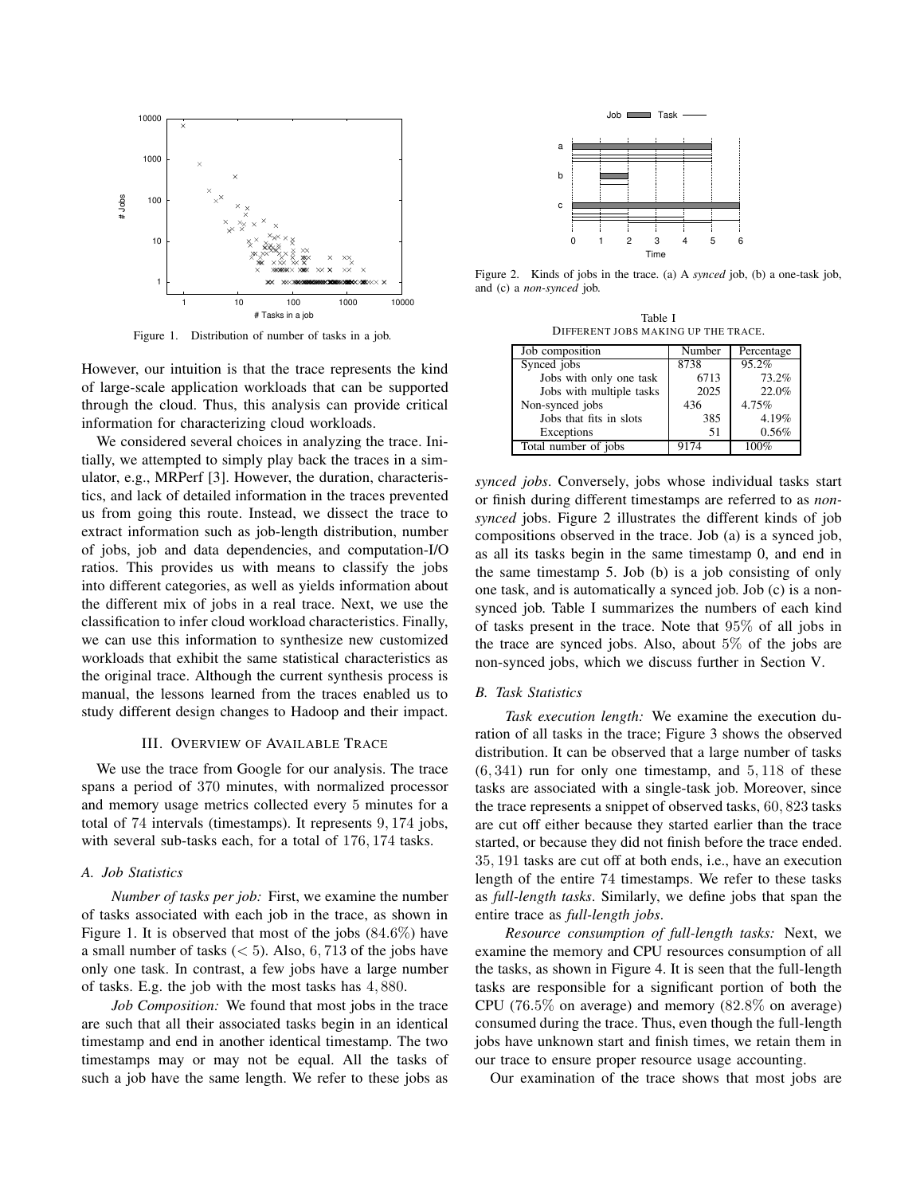Figure 1. Distribution of number of tasks in a job.

However, our intuition is that the trace represents the kind of large-scale application workloads that can be supported through the cloud. Thus, this analysis can provide critical information for characterizing cloud workloads.

We considered several choices in analyzing the trace. Initially, we attempted to simply play back the traces in a simulator, e.g., MRPerf [3]. However, the duration, characteristics, and lack of detailed information in the traces prevented us from going this route. Instead, we dissect the trace to extract information such as job-length distribution, number of jobs, job and data dependencies, and computation-I/O ratios. This provides us with means to classify the jobs into different categories, as well as yields information about the different mix of jobs in a real trace. Next, we use the classification to infer cloud workload characteristics. Finally, we can use this information to synthesize new customized workloads that exhibit the same statistical characteristics as the original trace. Although the current synthesis process is manual, the lessons learned from the traces enabled us to study different design changes to Hadoop and their impact.

## III. Overview of Available Trace

We use the trace from Google for our analysis. The trace spans a period of $370$ minutes, with normalized processor and memory usage metrics collected every $5$ minutes for a total of $74$ intervals (timestamps). It represents $9,174$ jobs, with several sub-tasks each, for a total of $176,174$ tasks.

### A. Job Statistics

*Number of tasks per job:* First, we examine the number of tasks associated with each job in the trace, as shown in Figure 1. It is observed that most of the jobs ($84.6\%$) have a small number of tasks ($< 5$). Also, $6,713$ of the jobs have only one task. In contrast, a few jobs have a large number of tasks. E.g. the job with the most tasks has $4,880$.

*Job Composition:* We found that most jobs in the trace are such that all their associated tasks begin in an identical timestamp and end in another identical timestamp. The two timestamps may or may not be equal. All the tasks of such a job have the same length. We refer to these jobs as *synced jobs*. Conversely, jobs whose individual tasks start or finish during different timestamps are referred to as *non-synced* jobs. Figure 2 illustrates the different kinds of job compositions observed in the trace. Job (a) is a synced job, as all its tasks begin in the same timestamp 0, and end in the same timestamp 5. Job (b) is a job consisting of only one task, and is automatically a synced job. Job (c) is a non-synced job. Table I summarizes the numbers of each kind of tasks present in the trace. Note that $95\%$ of all jobs in the trace are synced jobs. Also, about $5\%$ of the jobs are non-synced jobs, which we discuss further in Section V.

Figure 2. Kinds of jobs in the trace. (a) A *synced* job, (b) a one-task job, and (c) a *non-synced* job.

Table I
Different jobs making up the trace.

| Job composition | Number | Percentage |
|---|---|---|
| Synced jobs | 8738 | 95.2% |
| Jobs with only one task | 6713 | 73.2% |
| Jobs with multiple tasks | 2025 | 22.0% |
| Non-synced jobs | 436 | 4.75% |
| Jobs that fits in slots | 385 | 4.19% |
| Exceptions | 51 | 0.56% |
| Total number of jobs | 9174 | 100% |

### B. Task Statistics

*Task execution length:* We examine the execution duration of all tasks in the trace; Figure 3 shows the observed distribution. It can be observed that a large number of tasks ($6,341$) run for only one timestamp, and $5,118$ of these tasks are associated with a single-task job. Moreover, since the trace represents a snippet of observed tasks, $60,823$ tasks are cut off either because they started earlier than the trace started, or because they did not finish before the trace ended. $35,191$ tasks are cut off at both ends, i.e., have an execution length of the entire $74$ timestamps. We refer to these tasks as *full-length tasks*. Similarly, we define jobs that span the entire trace as *full-length jobs*.

*Resource consumption of full-length tasks:* Next, we examine the memory and CPU resources consumption of all the tasks, as shown in Figure 4. It is seen that the full-length tasks are responsible for a significant portion of both the CPU ($76.5\%$ on average) and memory ($82.8\%$ on average) consumed during the trace. Thus, even though the full-length jobs have unknown start and finish times, we retain them in our trace to ensure proper resource usage accounting.

Our examination of the trace shows that most jobs are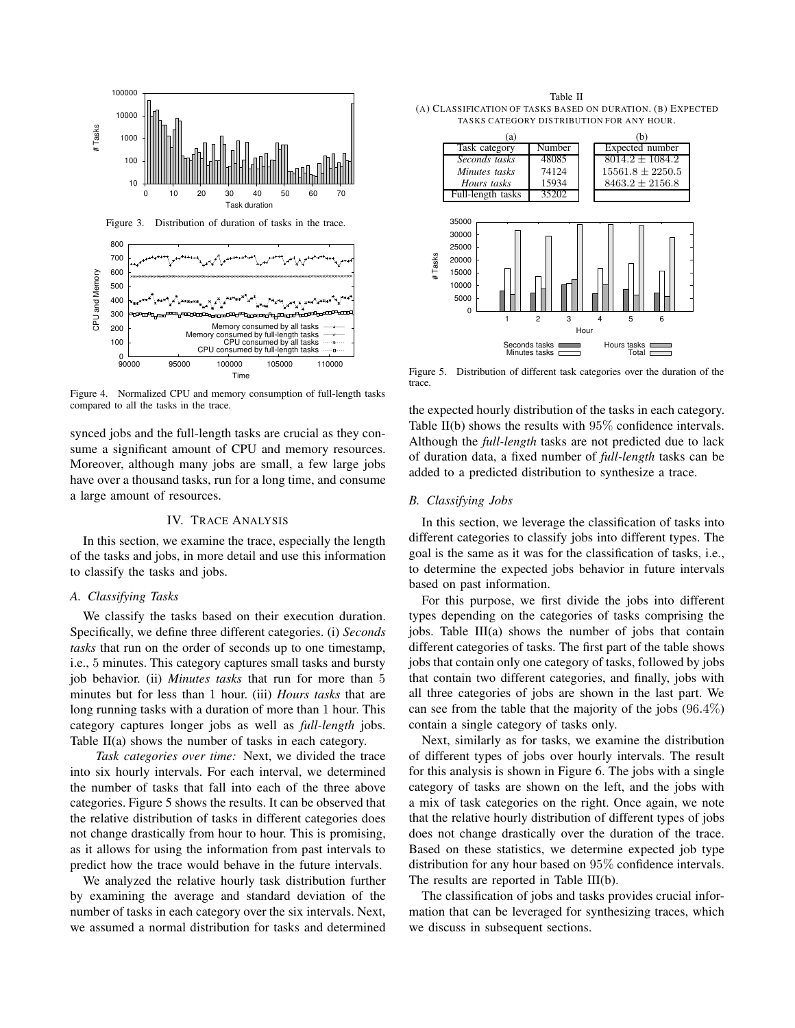Figure 3. Distribution of duration of tasks in the trace.

Figure 4. Normalized CPU and memory consumption of full-length tasks compared to all the tasks in the trace.

synced jobs and the full-length tasks are crucial as they consume a significant amount of CPU and memory resources. Moreover, although many jobs are small, a few large jobs have over a thousand tasks, run for a long time, and consume a large amount of resources.

## IV. Trace Analysis

In this section, we examine the trace, especially the length of the tasks and jobs, in more detail and use this information to classify the tasks and jobs.

### A. Classifying Tasks

We classify the tasks based on their execution duration. Specifically, we define three different categories. (i) *Seconds tasks* that run on the order of seconds up to one timestamp, i.e., 5 minutes. This category captures small tasks and bursty job behavior. (ii) *Minutes tasks* that run for more than 5 minutes but for less than 1 hour. (iii) *Hours tasks* that are long running tasks with a duration of more than 1 hour. This category captures longer jobs as well as *full-length* jobs. Table II(a) shows the number of tasks in each category.

*Task categories over time:* Next, we divided the trace into six hourly intervals. For each interval, we determined the number of tasks that fall into each of the three above categories. Figure 5 shows the results. It can be observed that the relative distribution of tasks in different categories does not change drastically from hour to hour. This is promising, as it allows for using the information from past intervals to predict how the trace would behave in the future intervals.

We analyzed the relative hourly task distribution further by examining the average and standard deviation of the number of tasks in each category over the six intervals. Next, we assumed a normal distribution for tasks and determined the expected hourly distribution of the tasks in each category. Table II(b) shows the results with 95% confidence intervals. Although the *full-length* tasks are not predicted due to lack of duration data, a fixed number of *full-length* tasks can be added to a predicted distribution to synthesize a trace.

Table II
(a) Classification of tasks based on duration. (b) Expected tasks category distribution for any hour.

| Task category | (a) Number | (b) Expected number |
|---|---|---|
| *Seconds tasks* | 48085 | $8014.2 \pm 1084.2$ |
| *Minutes tasks* | 74124 | $15561.8 \pm 2250.5$ |
| *Hours tasks* | 15934 | $8463.2 \pm 2156.8$ |
| Full-length tasks | 35202 | |

Figure 5. Distribution of different task categories over the duration of the trace.

### B. Classifying Jobs

In this section, we leverage the classification of tasks into different categories to classify jobs into different types. The goal is the same as it was for the classification of tasks, i.e., to determine the expected jobs behavior in future intervals based on past information.

For this purpose, we first divide the jobs into different types depending on the categories of tasks comprising the jobs. Table III(a) shows the number of jobs that contain different categories of tasks. The first part of the table shows jobs that contain only one category of tasks, followed by jobs that contain two different categories, and finally, jobs with all three categories of jobs are shown in the last part. We can see from the table that the majority of the jobs (96.4%) contain a single category of tasks only.

Next, similarly as for tasks, we examine the distribution of different types of jobs over hourly intervals. The result for this analysis is shown in Figure 6. The jobs with a single category of tasks are shown on the left, and the jobs with a mix of task categories on the right. Once again, we note that the relative hourly distribution of different types of jobs does not change drastically over the duration of the trace. Based on these statistics, we determine expected job type distribution for any hour based on 95% confidence intervals. The results are reported in Table III(b).

The classification of jobs and tasks provides crucial information that can be leveraged for synthesizing traces, which we discuss in subsequent sections.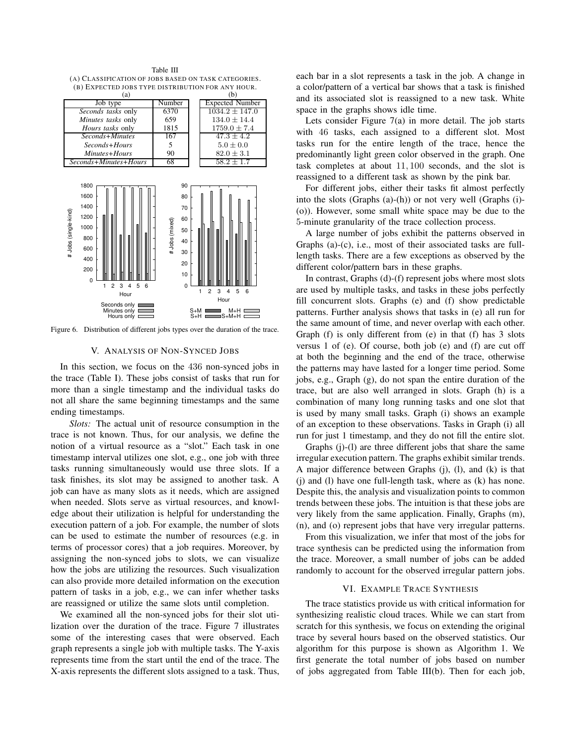Table III
(A) Classification of jobs based on task categories.
(B) Expected jobs type distribution for any hour.

| Job type | (a) Number | (b) Expected Number |
|---|---|---|
| *Seconds tasks* only | 6370 | $1034.2 \pm 147.0$ |
| *Minutes tasks* only | 659 | $134.0 \pm 14.4$ |
| *Hours tasks* only | 1815 | $1759.0 \pm 7.4$ |
| *Seconds+Minutes* | 167 | $47.3 \pm 4.2$ |
| *Seconds+Hours* | 5 | $5.0 \pm 0.0$ |
| *Minutes+Hours* | 90 | $82.0 \pm 3.1$ |
| *Seconds+Minutes+Hours* | 68 | $58.2 \pm 1.7$ |

Figure 6. Distribution of different jobs types over the duration of the trace.

## V. Analysis of Non-Synced Jobs

In this section, we focus on the 436 non-synced jobs in the trace (Table I). These jobs consist of tasks that run for more than a single timestamp and the individual tasks do not all share the same beginning timestamps and the same ending timestamps.

*Slots:* The actual unit of resource consumption in the trace is not known. Thus, for our analysis, we define the notion of a virtual resource as a "slot." Each task in one timestamp interval utilizes one slot, e.g., one job with three tasks running simultaneously would use three slots. If a task finishes, its slot may be assigned to another task. A job can have as many slots as it needs, which are assigned when needed. Slots serve as virtual resources, and knowledge about their utilization is helpful for understanding the execution pattern of a job. For example, the number of slots can be used to estimate the number of resources (e.g. in terms of processor cores) that a job requires. Moreover, by assigning the non-synced jobs to slots, we can visualize how the jobs are utilizing the resources. Such visualization can also provide more detailed information on the execution pattern of tasks in a job, e.g., we can infer whether tasks are reassigned or utilize the same slots until completion.

We examined all the non-synced jobs for their slot utilization over the duration of the trace. Figure 7 illustrates some of the interesting cases that were observed. Each graph represents a single job with multiple tasks. The Y-axis represents time from the start until the end of the trace. The X-axis represents the different slots assigned to a task. Thus, each bar in a slot represents a task in the job. A change in a color/pattern of a vertical bar shows that a task is finished and its associated slot is reassigned to a new task. White space in the graphs shows idle time.

Lets consider Figure 7(a) in more detail. The job starts with 46 tasks, each assigned to a different slot. Most tasks run for the entire length of the trace, hence the predominantly light green color observed in the graph. One task completes at about 11,100 seconds, and the slot is reassigned to a different task as shown by the pink bar.

For different jobs, either their tasks fit almost perfectly into the slots (Graphs (a)-(h)) or not very well (Graphs (i)-(o)). However, some small white space may be due to the 5-minute granularity of the trace collection process.

A large number of jobs exhibit the patterns observed in Graphs (a)-(c), i.e., most of their associated tasks are full-length tasks. There are a few exceptions as observed by the different color/pattern bars in these graphs.

In contrast, Graphs (d)-(f) represent jobs where most slots are used by multiple tasks, and tasks in these jobs perfectly fill concurrent slots. Graphs (e) and (f) show predictable patterns. Further analysis shows that tasks in (e) all run for the same amount of time, and never overlap with each other. Graph (f) is only different from (e) in that (f) has 3 slots versus 1 of (e). Of course, both job (e) and (f) are cut off at both the beginning and the end of the trace, otherwise the patterns may have lasted for a longer time period. Some jobs, e.g., Graph (g), do not span the entire duration of the trace, but are also well arranged in slots. Graph (h) is a combination of many long running tasks and one slot that is used by many small tasks. Graph (i) shows an example of an exception to these observations. Tasks in Graph (i) all run for just 1 timestamp, and they do not fill the entire slot.

Graphs (j)-(l) are three different jobs that share the same irregular execution pattern. The graphs exhibit similar trends. A major difference between Graphs (j), (l), and (k) is that (j) and (l) have one full-length task, where as (k) has none. Despite this, the analysis and visualization points to common trends between these jobs. The intuition is that these jobs are very likely from the same application. Finally, Graphs (m), (n), and (o) represent jobs that have very irregular patterns.

From this visualization, we infer that most of the jobs for trace synthesis can be predicted using the information from the trace. Moreover, a small number of jobs can be added randomly to account for the observed irregular pattern jobs.

## VI. Example Trace Synthesis

The trace statistics provide us with critical information for synthesizing realistic cloud traces. While we can start from scratch for this synthesis, we focus on extending the original trace by several hours based on the observed statistics. Our algorithm for this purpose is shown as Algorithm 1. We first generate the total number of jobs based on number of jobs aggregated from Table III(b). Then for each job,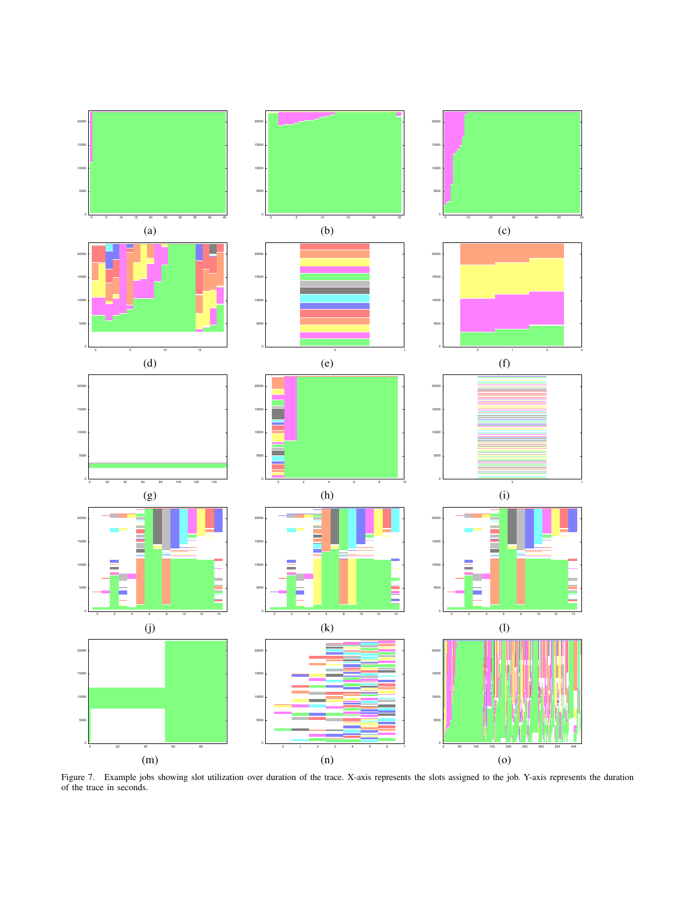Figure 7. Example jobs showing slot utilization over duration of the trace. X-axis represents the slots assigned to the job. Y-axis represents the duration of the trace in seconds.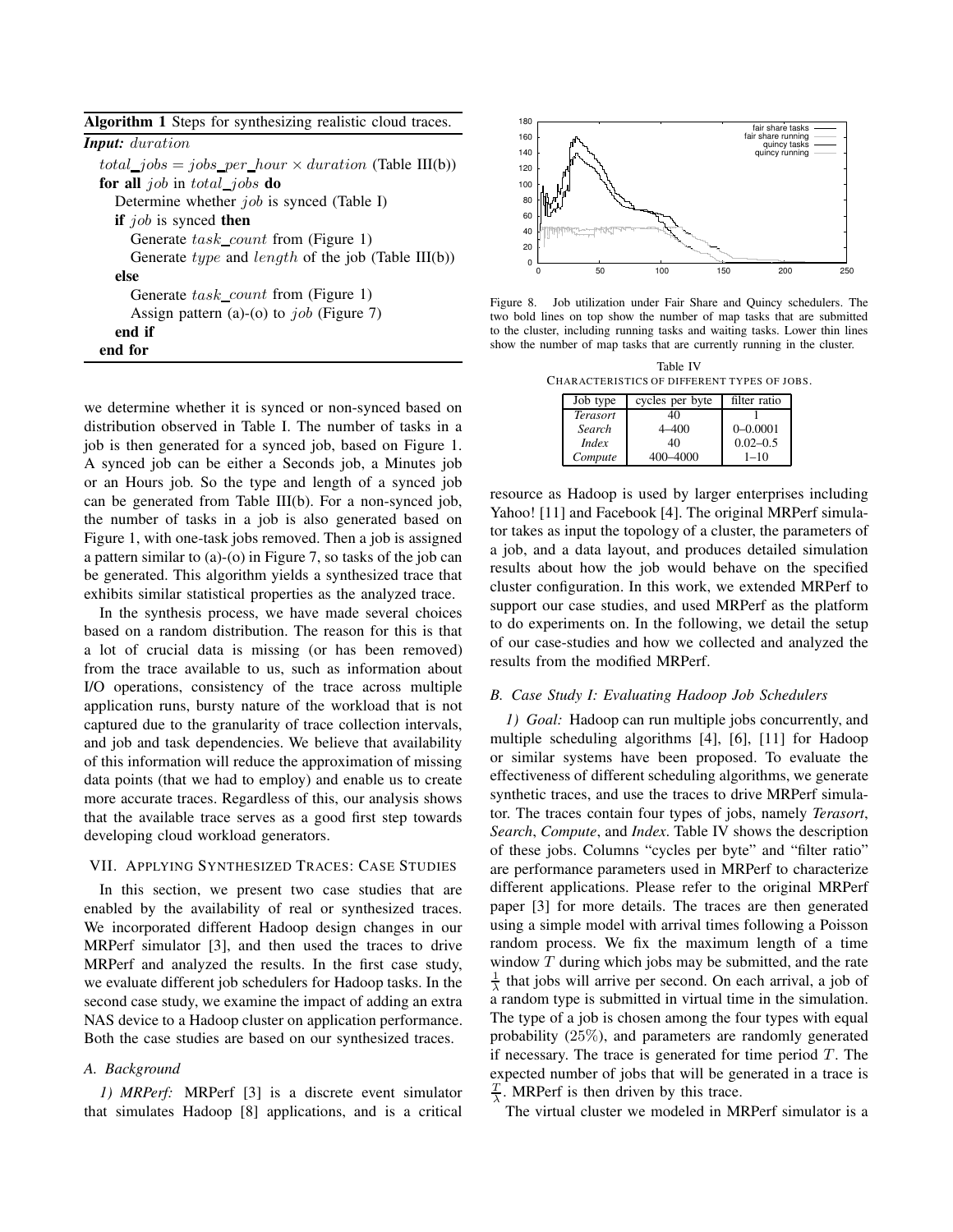**Algorithm 1** Steps for synthesizing realistic cloud traces.

---

***Input:*** *duration*

$total\_jobs = jobs\_per\_hour \times duration$ (Table III(b))
**for all** *job* in *total_jobs* **do**
  Determine whether *job* is synced (Table I)
  **if** *job* is synced **then**
    Generate *task_count* from (Figure 1)
    Generate *type* and *length* of the job (Table III(b))
  **else**
    Generate *task_count* from (Figure 1)
    Assign pattern (a)-(o) to *job* (Figure 7)
  **end if**
**end for**

---

we determine whether it is synced or non-synced based on distribution observed in Table I. The number of tasks in a job is then generated for a synced job, based on Figure 1. A synced job can be either a Seconds job, a Minutes job or an Hours job. So the type and length of a synced job can be generated from Table III(b). For a non-synced job, the number of tasks in a job is also generated based on Figure 1, with one-task jobs removed. Then a job is assigned a pattern similar to (a)-(o) in Figure 7, so tasks of the job can be generated. This algorithm yields a synthesized trace that exhibits similar statistical properties as the analyzed trace.

In the synthesis process, we have made several choices based on a random distribution. The reason for this is that a lot of crucial data is missing (or has been removed) from the trace available to us, such as information about I/O operations, consistency of the trace across multiple application runs, bursty nature of the workload that is not captured due to the granularity of trace collection intervals, and job and task dependencies. We believe that availability of this information will reduce the approximation of missing data points (that we had to employ) and enable us to create more accurate traces. Regardless of this, our analysis shows that the available trace serves as a good first step towards developing cloud workload generators.

## VII. Applying Synthesized Traces: Case Studies

In this section, we present two case studies that are enabled by the availability of real or synthesized traces. We incorporated different Hadoop design changes in our MRPerf simulator [3], and then used the traces to drive MRPerf and analyzed the results. In the first case study, we evaluate different job schedulers for Hadoop tasks. In the second case study, we examine the impact of adding an extra NAS device to a Hadoop cluster on application performance. Both the case studies are based on our synthesized traces.

### A. Background

*1) MRPerf:* MRPerf [3] is a discrete event simulator that simulates Hadoop [8] applications, and is a critical resource as Hadoop is used by larger enterprises including Yahoo! [11] and Facebook [4]. The original MRPerf simulator takes as input the topology of a cluster, the parameters of a job, and a data layout, and produces detailed simulation results about how the job would behave on the specified cluster configuration. In this work, we extended MRPerf to support our case studies, and used MRPerf as the platform to do experiments on. In the following, we detail the setup of our case-studies and how we collected and analyzed the results from the modified MRPerf.

Figure 8. Job utilization under Fair Share and Quincy schedulers. The two bold lines on top show the number of map tasks that are submitted to the cluster, including running tasks and waiting tasks. Lower thin lines show the number of map tasks that are currently running in the cluster.

Table IV
Characteristics of different types of jobs.

| Job type | cycles per byte | filter ratio |
|---|---|---|
| *Terasort* | 40 | 1 |
| *Search* | 4–400 | 0–0.0001 |
| *Index* | 40 | 0.02–0.5 |
| *Compute* | 400–4000 | 1–10 |

### B. Case Study I: Evaluating Hadoop Job Schedulers

*1) Goal:* Hadoop can run multiple jobs concurrently, and multiple scheduling algorithms [4], [6], [11] for Hadoop or similar systems have been proposed. To evaluate the effectiveness of different scheduling algorithms, we generate synthetic traces, and use the traces to drive MRPerf simulator. The traces contain four types of jobs, namely *Terasort*, *Search*, *Compute*, and *Index*. Table IV shows the description of these jobs. Columns "cycles per byte" and "filter ratio" are performance parameters used in MRPerf to characterize different applications. Please refer to the original MRPerf paper [3] for more details. The traces are then generated using a simple model with arrival times following a Poisson random process. We fix the maximum length of a time window $T$ during which jobs may be submitted, and the rate $\frac{1}{\lambda}$ that jobs will arrive per second. On each arrival, a job of a random type is submitted in virtual time in the simulation. The type of a job is chosen among the four types with equal probability (25%), and parameters are randomly generated if necessary. The trace is generated for time period $T$. The expected number of jobs that will be generated in a trace is $\frac{T}{\lambda}$. MRPerf is then driven by this trace.

The virtual cluster we modeled in MRPerf simulator is a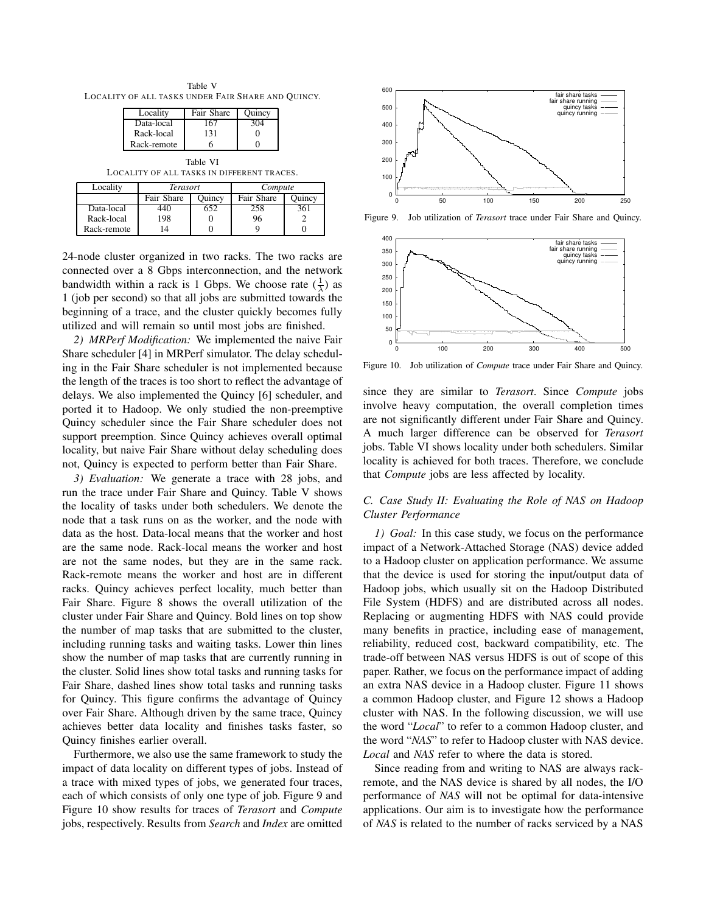Table V
LOCALITY OF ALL TASKS UNDER FAIR SHARE AND QUINCY.

| Locality | Fair Share | Quincy |
|---|---|---|
| Data-local | 167 | 304 |
| Rack-local | 131 | 0 |
| Rack-remote | 6 | 0 |

Table VI
LOCALITY OF ALL TASKS IN DIFFERENT TRACES.

| Locality | *Terasort* | | *Compute* | |
|---|---|---|---|---|
| | Fair Share | Quincy | Fair Share | Quincy |
| Data-local | 440 | 652 | 258 | 361 |
| Rack-local | 198 | 0 | 96 | 2 |
| Rack-remote | 14 | 0 | 9 | 0 |

24-node cluster organized in two racks. The two racks are connected over a 8 Gbps interconnection, and the network bandwidth within a rack is 1 Gbps. We choose rate ($\frac{1}{\lambda}$) as 1 (job per second) so that all jobs are submitted towards the beginning of a trace, and the cluster quickly becomes fully utilized and will remain so until most jobs are finished.

*2) MRPerf Modification:* We implemented the naive Fair Share scheduler [4] in MRPerf simulator. The delay scheduling in the Fair Share scheduler is not implemented because the length of the traces is too short to reflect the advantage of delays. We also implemented the Quincy [6] scheduler, and ported it to Hadoop. We only studied the non-preemptive Quincy scheduler since the Fair Share scheduler does not support preemption. Since Quincy achieves overall optimal locality, but naive Fair Share without delay scheduling does not, Quincy is expected to perform better than Fair Share.

*3) Evaluation:* We generate a trace with 28 jobs, and run the trace under Fair Share and Quincy. Table V shows the locality of tasks under both schedulers. We denote the node that a task runs on as the worker, and the node with data as the host. Data-local means that the worker and host are the same node. Rack-local means the worker and host are not the same nodes, but they are in the same rack. Rack-remote means the worker and host are in different racks. Quincy achieves perfect locality, much better than Fair Share. Figure 8 shows the overall utilization of the cluster under Fair Share and Quincy. Bold lines on top show the number of map tasks that are submitted to the cluster, including running tasks and waiting tasks. Lower thin lines show the number of map tasks that are currently running in the cluster. Solid lines show total tasks and running tasks for Fair Share, dashed lines show total tasks and running tasks for Quincy. This figure confirms the advantage of Quincy over Fair Share. Although driven by the same trace, Quincy achieves better data locality and finishes tasks faster, so Quincy finishes earlier overall.

Furthermore, we also use the same framework to study the impact of data locality on different types of jobs. Instead of a trace with mixed types of jobs, we generated four traces, each of which consists of only one type of job. Figure 9 and Figure 10 show results for traces of *Terasort* and *Compute* jobs, respectively. Results from *Search* and *Index* are omitted since they are similar to *Terasort*. Since *Compute* jobs involve heavy computation, the overall completion times are not significantly different under Fair Share and Quincy. A much larger difference can be observed for *Terasort* jobs. Table VI shows locality under both schedulers. Similar locality is achieved for both traces. Therefore, we conclude that *Compute* jobs are less affected by locality.

Figure 9. Job utilization of *Terasort* trace under Fair Share and Quincy.

Figure 10. Job utilization of *Compute* trace under Fair Share and Quincy.

### C. Case Study II: Evaluating the Role of NAS on Hadoop Cluster Performance

*1) Goal:* In this case study, we focus on the performance impact of a Network-Attached Storage (NAS) device added to a Hadoop cluster on application performance. We assume that the device is used for storing the input/output data of Hadoop jobs, which usually sit on the Hadoop Distributed File System (HDFS) and are distributed across all nodes. Replacing or augmenting HDFS with NAS could provide many benefits in practice, including ease of management, reliability, reduced cost, backward compatibility, etc. The trade-off between NAS versus HDFS is out of scope of this paper. Rather, we focus on the performance impact of adding an extra NAS device in a Hadoop cluster. Figure 11 shows a common Hadoop cluster, and Figure 12 shows a Hadoop cluster with NAS. In the following discussion, we will use the word "*Local*" to refer to a common Hadoop cluster, and the word "*NAS*" to refer to Hadoop cluster with NAS device. *Local* and *NAS* refer to where the data is stored.

Since reading from and writing to NAS are always rack-remote, and the NAS device is shared by all nodes, the I/O performance of *NAS* will not be optimal for data-intensive applications. Our aim is to investigate how the performance of *NAS* is related to the number of racks serviced by a NAS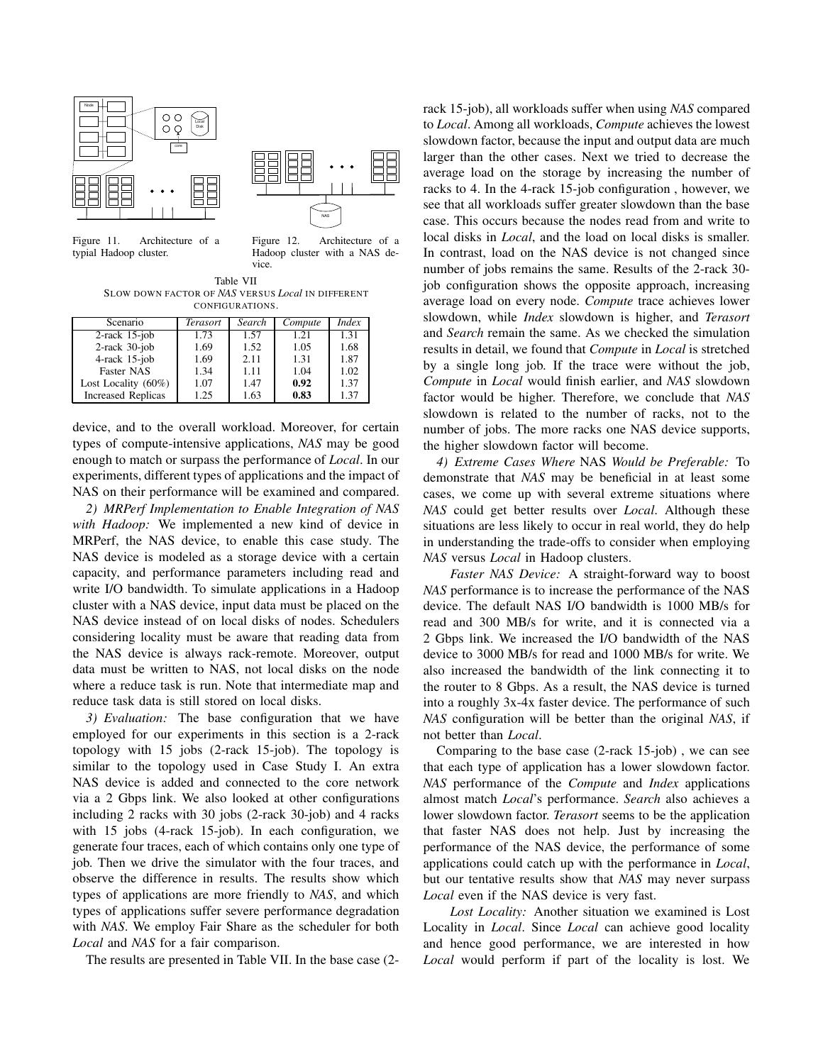Figure 11. Architecture of a typial Hadoop cluster.

Figure 12. Architecture of a Hadoop cluster with a NAS device.

Table VII
SLOW DOWN FACTOR OF *NAS* VERSUS *Local* IN DIFFERENT CONFIGURATIONS.

| Scenario | *Terasort* | *Search* | *Compute* | *Index* |
|---|---|---|---|---|
| 2-rack 15-job | 1.73 | 1.57 | 1.21 | 1.31 |
| 2-rack 30-job | 1.69 | 1.52 | 1.05 | 1.68 |
| 4-rack 15-job | 1.69 | 2.11 | 1.31 | 1.87 |
| Faster NAS | 1.34 | 1.11 | 1.04 | 1.02 |
| Lost Locality (60%) | 1.07 | 1.47 | **0.92** | 1.37 |
| Increased Replicas | 1.25 | 1.63 | **0.83** | 1.37 |

device, and to the overall workload. Moreover, for certain types of compute-intensive applications, *NAS* may be good enough to match or surpass the performance of *Local*. In our experiments, different types of applications and the impact of NAS on their performance will be examined and compared.

*2) MRPerf Implementation to Enable Integration of NAS with Hadoop:* We implemented a new kind of device in MRPerf, the NAS device, to enable this case study. The NAS device is modeled as a storage device with a certain capacity, and performance parameters including read and write I/O bandwidth. To simulate applications in a Hadoop cluster with a NAS device, input data must be placed on the NAS device instead of on local disks of nodes. Schedulers considering locality must be aware that reading data from the NAS device is always rack-remote. Moreover, output data must be written to NAS, not local disks on the node where a reduce task is run. Note that intermediate map and reduce task data is still stored on local disks.

*3) Evaluation:* The base configuration that we have employed for our experiments in this section is a 2-rack topology with 15 jobs (2-rack 15-job). The topology is similar to the topology used in Case Study I. An extra NAS device is added and connected to the core network via a 2 Gbps link. We also looked at other configurations including 2 racks with 30 jobs (2-rack 30-job) and 4 racks with 15 jobs (4-rack 15-job). In each configuration, we generate four traces, each of which contains only one type of job. Then we drive the simulator with the four traces, and observe the difference in results. The results show which types of applications are more friendly to *NAS*, and which types of applications suffer severe performance degradation with *NAS*. We employ Fair Share as the scheduler for both *Local* and *NAS* for a fair comparison.

The results are presented in Table VII. In the base case (2-rack 15-job), all workloads suffer when using *NAS* compared to *Local*. Among all workloads, *Compute* achieves the lowest slowdown factor, because the input and output data are much larger than the other cases. Next we tried to decrease the average load on the storage by increasing the number of racks to 4. In the 4-rack 15-job configuration , however, we see that all workloads suffer greater slowdown than the base case. This occurs because the nodes read from and write to local disks in *Local*, and the load on local disks is smaller. In contrast, load on the NAS device is not changed since number of jobs remains the same. Results of the 2-rack 30-job configuration shows the opposite approach, increasing average load on every node. *Compute* trace achieves lower slowdown, while *Index* slowdown is higher, and *Terasort* and *Search* remain the same. As we checked the simulation results in detail, we found that *Compute* in *Local* is stretched by a single long job. If the trace were without the job, *Compute* in *Local* would finish earlier, and *NAS* slowdown factor would be higher. Therefore, we conclude that *NAS* slowdown is related to the number of racks, not to the number of jobs. The more racks one NAS device supports, the higher slowdown factor will become.

*4) Extreme Cases Where* NAS *Would be Preferable:* To demonstrate that *NAS* may be beneficial in at least some cases, we come up with several extreme situations where *NAS* could get better results over *Local*. Although these situations are less likely to occur in real world, they do help in understanding the trade-offs to consider when employing *NAS* versus *Local* in Hadoop clusters.

*Faster NAS Device:* A straight-forward way to boost *NAS* performance is to increase the performance of the NAS device. The default NAS I/O bandwidth is 1000 MB/s for read and 300 MB/s for write, and it is connected via a 2 Gbps link. We increased the I/O bandwidth of the NAS device to 3000 MB/s for read and 1000 MB/s for write. We also increased the bandwidth of the link connecting it to the router to 8 Gbps. As a result, the NAS device is turned into a roughly 3x-4x faster device. The performance of such *NAS* configuration will be better than the original *NAS*, if not better than *Local*.

Comparing to the base case (2-rack 15-job) , we can see that each type of application has a lower slowdown factor. *NAS* performance of the *Compute* and *Index* applications almost match *Local*'s performance. *Search* also achieves a lower slowdown factor. *Terasort* seems to be the application that faster NAS does not help. Just by increasing the performance of the NAS device, the performance of some applications could catch up with the performance in *Local*, but our tentative results show that *NAS* may never surpass *Local* even if the NAS device is very fast.

*Lost Locality:* Another situation we examined is Lost Locality in *Local*. Since *Local* can achieve good locality and hence good performance, we are interested in how *Local* would perform if part of the locality is lost. We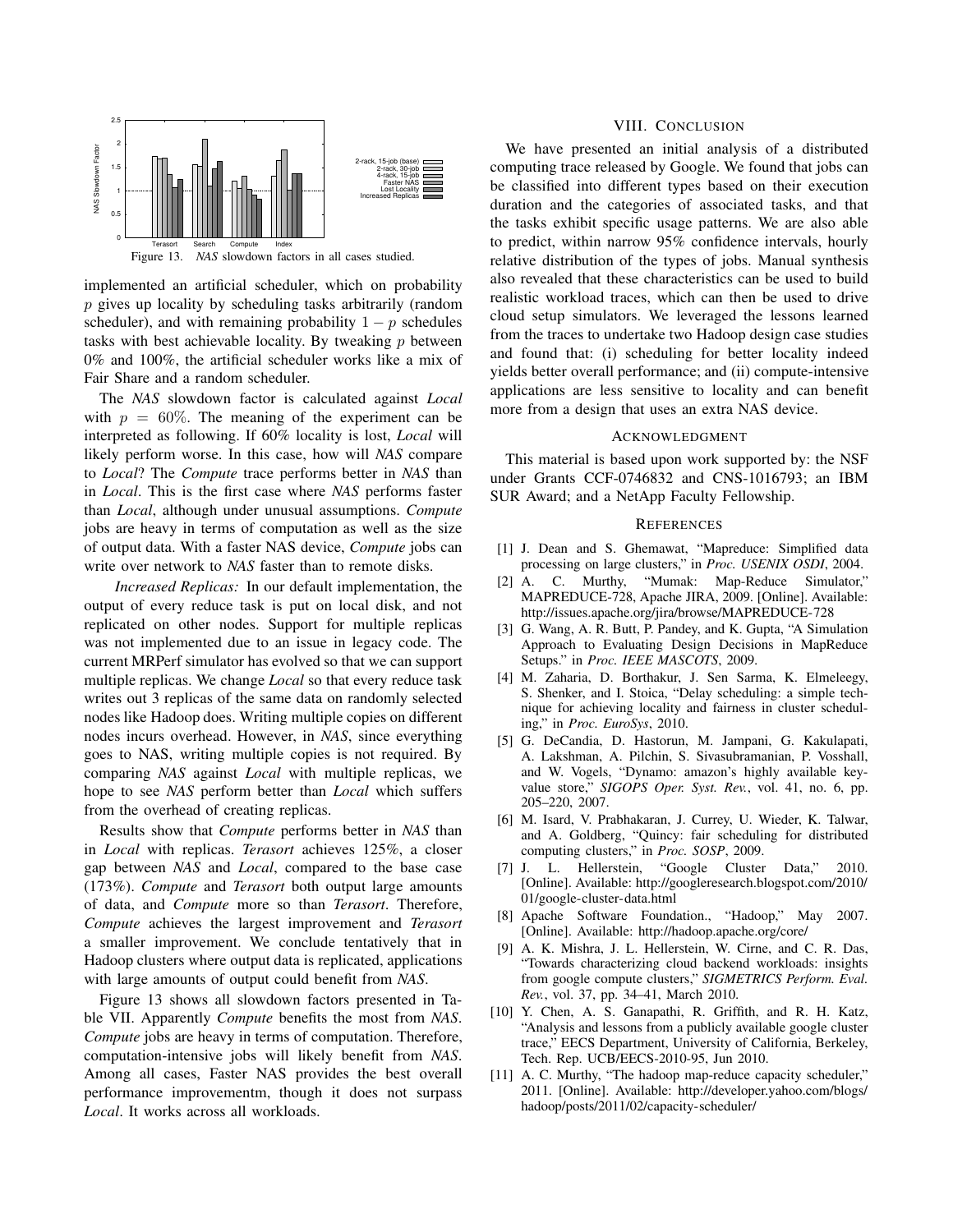2.5
2
1.5
1
0.5
0
NAS Slowdown Factor
Terasort Search Compute Index
2-rack, 15-job (base)
2-rack, 30-job
4-rack, 15-job
Faster NAS
Lost Locality
Increased Replicas

Figure 13. *NAS* slowdown factors in all cases studied.

implemented an artificial scheduler, which on probability $p$ gives up locality by scheduling tasks arbitrarily (random scheduler), and with remaining probability $1 - p$ schedules tasks with best achievable locality. By tweaking $p$ between 0% and 100%, the artificial scheduler works like a mix of Fair Share and a random scheduler.

The *NAS* slowdown factor is calculated against *Local* with $p = 60\%$. The meaning of the experiment can be interpreted as following. If 60% locality is lost, *Local* will likely perform worse. In this case, how will *NAS* compare to *Local*? The *Compute* trace performs better in *NAS* than in *Local*. This is the first case where *NAS* performs faster than *Local*, although under unusual assumptions. *Compute* jobs are heavy in terms of computation as well as the size of output data. With a faster NAS device, *Compute* jobs can write over network to *NAS* faster than to remote disks.

*Increased Replicas:* In our default implementation, the output of every reduce task is put on local disk, and not replicated on other nodes. Support for multiple replicas was not implemented due to an issue in legacy code. The current MRPerf simulator has evolved so that we can support multiple replicas. We change *Local* so that every reduce task writes out 3 replicas of the same data on randomly selected nodes like Hadoop does. Writing multiple copies on different nodes incurs overhead. However, in *NAS*, since everything goes to NAS, writing multiple copies is not required. By comparing *NAS* against *Local* with multiple replicas, we hope to see *NAS* perform better than *Local* which suffers from the overhead of creating replicas.

Results show that *Compute* performs better in *NAS* than in *Local* with replicas. *Terasort* achieves 125%, a closer gap between *NAS* and *Local*, compared to the base case (173%). *Compute* and *Terasort* both output large amounts of data, and *Compute* more so than *Terasort*. Therefore, *Compute* achieves the largest improvement and *Terasort* a smaller improvement. We conclude tentatively that in Hadoop clusters where output data is replicated, applications with large amounts of output could benefit from *NAS*.

Figure 13 shows all slowdown factors presented in Table VII. Apparently *Compute* benefits the most from *NAS*. *Compute* jobs are heavy in terms of computation. Therefore, computation-intensive jobs will likely benefit from *NAS*. Among all cases, Faster NAS provides the best overall performance improvementm, though it does not surpass *Local*. It works across all workloads.

## VIII. Conclusion

We have presented an initial analysis of a distributed computing trace released by Google. We found that jobs can be classified into different types based on their execution duration and the categories of associated tasks, and that the tasks exhibit specific usage patterns. We are also able to predict, within narrow 95% confidence intervals, hourly relative distribution of the types of jobs. Manual synthesis also revealed that these characteristics can be used to build realistic workload traces, which can then be used to drive cloud setup simulators. We leveraged the lessons learned from the traces to undertake two Hadoop design case studies and found that: (i) scheduling for better locality indeed yields better overall performance; and (ii) compute-intensive applications are less sensitive to locality and can benefit more from a design that uses an extra NAS device.

## Acknowledgment

This material is based upon work supported by: the NSF under Grants CCF-0746832 and CNS-1016793; an IBM SUR Award; and a NetApp Faculty Fellowship.

## References

[1] J. Dean and S. Ghemawat, "Mapreduce: Simplified data processing on large clusters," in *Proc. USENIX OSDI*, 2004.

[2] A. C. Murthy, "Mumak: Map-Reduce Simulator," MAPREDUCE-728, Apache JIRA, 2009. [Online]. Available: http://issues.apache.org/jira/browse/MAPREDUCE-728

[3] G. Wang, A. R. Butt, P. Pandey, and K. Gupta, "A Simulation Approach to Evaluating Design Decisions in MapReduce Setups." in *Proc. IEEE MASCOTS*, 2009.

[4] M. Zaharia, D. Borthakur, J. Sen Sarma, K. Elmeleegy, S. Shenker, and I. Stoica, "Delay scheduling: a simple technique for achieving locality and fairness in cluster scheduling," in *Proc. EuroSys*, 2010.

[5] G. DeCandia, D. Hastorun, M. Jampani, G. Kakulapati, A. Lakshman, A. Pilchin, S. Sivasubramanian, P. Vosshall, and W. Vogels, "Dynamo: amazon's highly available key-value store," *SIGOPS Oper. Syst. Rev.*, vol. 41, no. 6, pp. 205–220, 2007.

[6] M. Isard, V. Prabhakaran, J. Currey, U. Wieder, K. Talwar, and A. Goldberg, "Quincy: fair scheduling for distributed computing clusters," in *Proc. SOSP*, 2009.

[7] J. L. Hellerstein, "Google Cluster Data," 2010. [Online]. Available: http://googleresearch.blogspot.com/2010/01/google-cluster-data.html

[8] Apache Software Foundation., "Hadoop," May 2007. [Online]. Available: http://hadoop.apache.org/core/

[9] A. K. Mishra, J. L. Hellerstein, W. Cirne, and C. R. Das, "Towards characterizing cloud backend workloads: insights from google compute clusters," *SIGMETRICS Perform. Eval. Rev.*, vol. 37, pp. 34–41, March 2010.

[10] Y. Chen, A. S. Ganapathi, R. Griffith, and R. H. Katz, "Analysis and lessons from a publicly available google cluster trace," EECS Department, University of California, Berkeley, Tech. Rep. UCB/EECS-2010-95, Jun 2010.

[11] A. C. Murthy, "The hadoop map-reduce capacity scheduler," 2011. [Online]. Available: http://developer.yahoo.com/blogs/hadoop/posts/2011/02/capacity-scheduler/